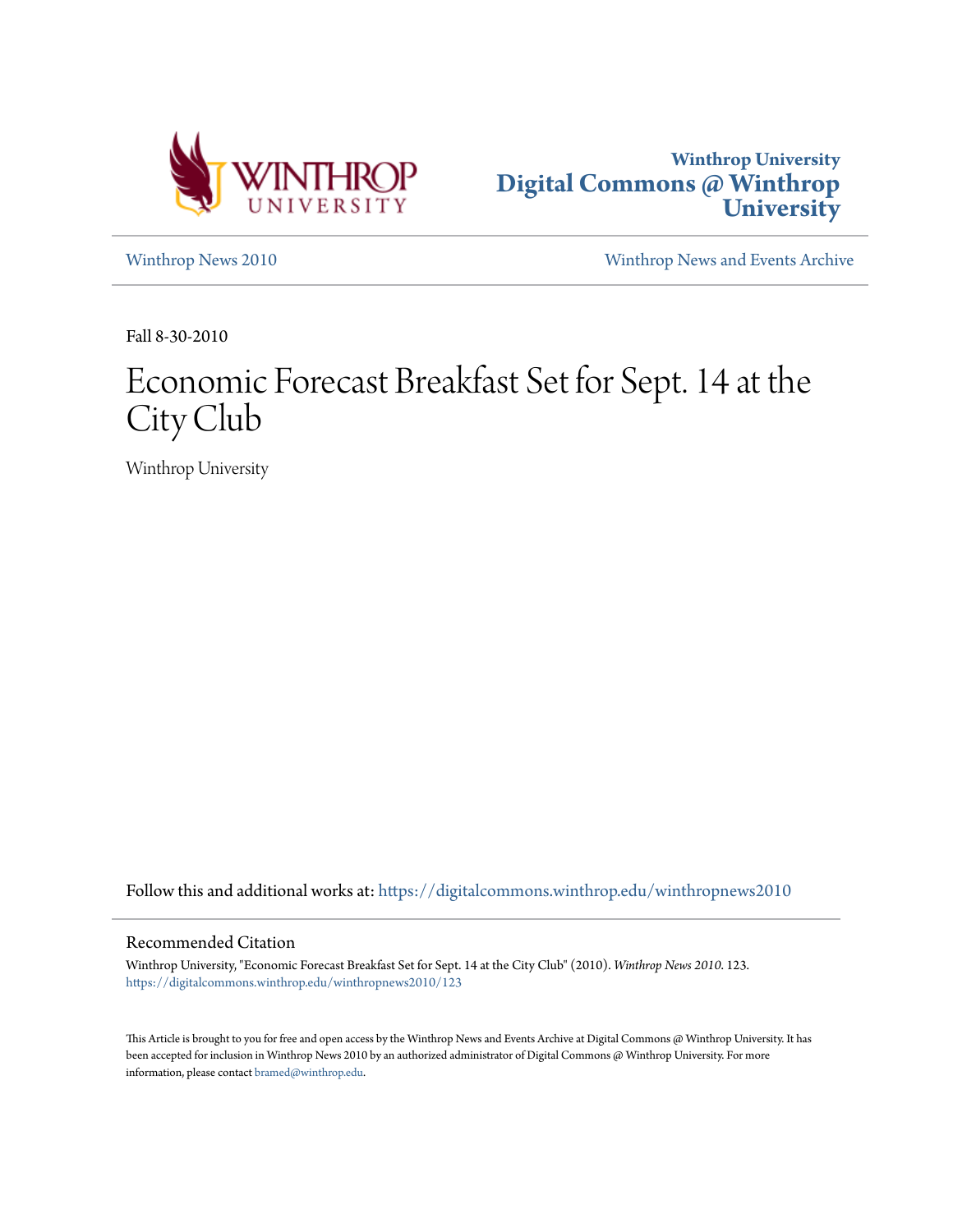Winthrop University
Digital Commons @ Winthrop University

Winthrop News 2010 | Winthrop News and Events Archive

Fall 8-30-2010

# Economic Forecast Breakfast Set for Sept. 14 at the City Club

Winthrop University

Follow this and additional works at: https://digitalcommons.winthrop.edu/winthropnews2010

## Recommended Citation

Winthrop University, "Economic Forecast Breakfast Set for Sept. 14 at the City Club" (2010). *Winthrop News 2010*. 123.
https://digitalcommons.winthrop.edu/winthropnews2010/123

This Article is brought to you for free and open access by the Winthrop News and Events Archive at Digital Commons @ Winthrop University. It has been accepted for inclusion in Winthrop News 2010 by an authorized administrator of Digital Commons @ Winthrop University. For more information, please contact bramed@winthrop.edu.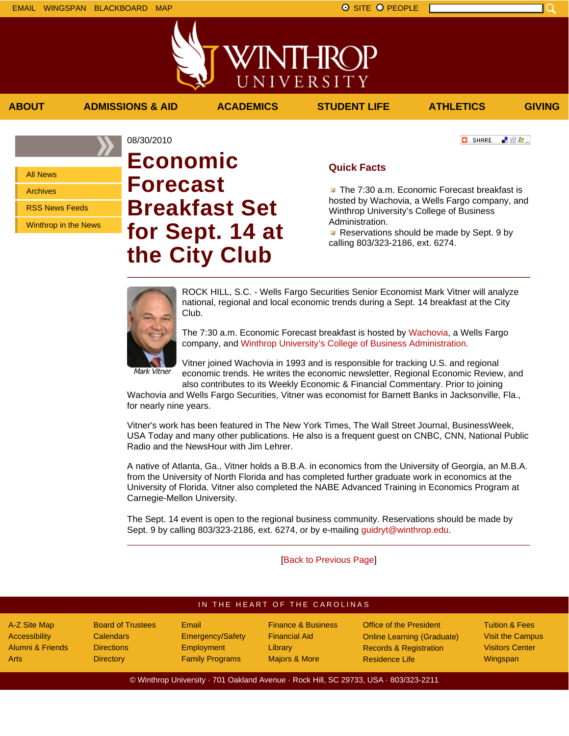EMAIL WINGSPAN BLACKBOARD MAP

SITE PEOPLE

WINTHROP UNIVERSITY

ABOUT ADMISSIONS & AID ACADEMICS STUDENT LIFE ATHLETICS GIVING

- All News
- Archives
- RSS News Feeds
- Winthrop in the News

08/30/2010

# Economic Forecast Breakfast Set for Sept. 14 at the City Club

## Quick Facts

- The 7:30 a.m. Economic Forecast breakfast is hosted by Wachovia, a Wells Fargo company, and Winthrop University's College of Business Administration.
- Reservations should be made by Sept. 9 by calling 803/323-2186, ext. 6274.

*Mark Vitner*

ROCK HILL, S.C. - Wells Fargo Securities Senior Economist Mark Vitner will analyze national, regional and local economic trends during a Sept. 14 breakfast at the City Club.

The 7:30 a.m. Economic Forecast breakfast is hosted by Wachovia, a Wells Fargo company, and Winthrop University's College of Business Administration.

Vitner joined Wachovia in 1993 and is responsible for tracking U.S. and regional economic trends. He writes the economic newsletter, Regional Economic Review, and also contributes to its Weekly Economic & Financial Commentary. Prior to joining Wachovia and Wells Fargo Securities, Vitner was economist for Barnett Banks in Jacksonville, Fla., for nearly nine years.

Vitner's work has been featured in The New York Times, The Wall Street Journal, BusinessWeek, USA Today and many other publications. He also is a frequent guest on CNBC, CNN, National Public Radio and the NewsHour with Jim Lehrer.

A native of Atlanta, Ga., Vitner holds a B.B.A. in economics from the University of Georgia, an M.B.A. from the University of North Florida and has completed further graduate work in economics at the University of Florida. Vitner also completed the NABE Advanced Training in Economics Program at Carnegie-Mellon University.

The Sept. 14 event is open to the regional business community. Reservations should be made by Sept. 9 by calling 803/323-2186, ext. 6274, or by e-mailing guidryt@winthrop.edu.

[Back to Previous Page]

IN THE HEART OF THE CAROLINAS

| | | | | | |
|---|---|---|---|---|---|
| A-Z Site Map | Board of Trustees | Email | Finance & Business | Office of the President | Tuition & Fees |
| Accessibility | Calendars | Emergency/Safety | Financial Aid | Online Learning (Graduate) | Visit the Campus |
| Alumni & Friends | Directions | Employment | Library | Records & Registration | Visitors Center |
| Arts | Directory | Family Programs | Majors & More | Residence Life | Wingspan |

© Winthrop University · 701 Oakland Avenue · Rock Hill, SC 29733, USA · 803/323-2211